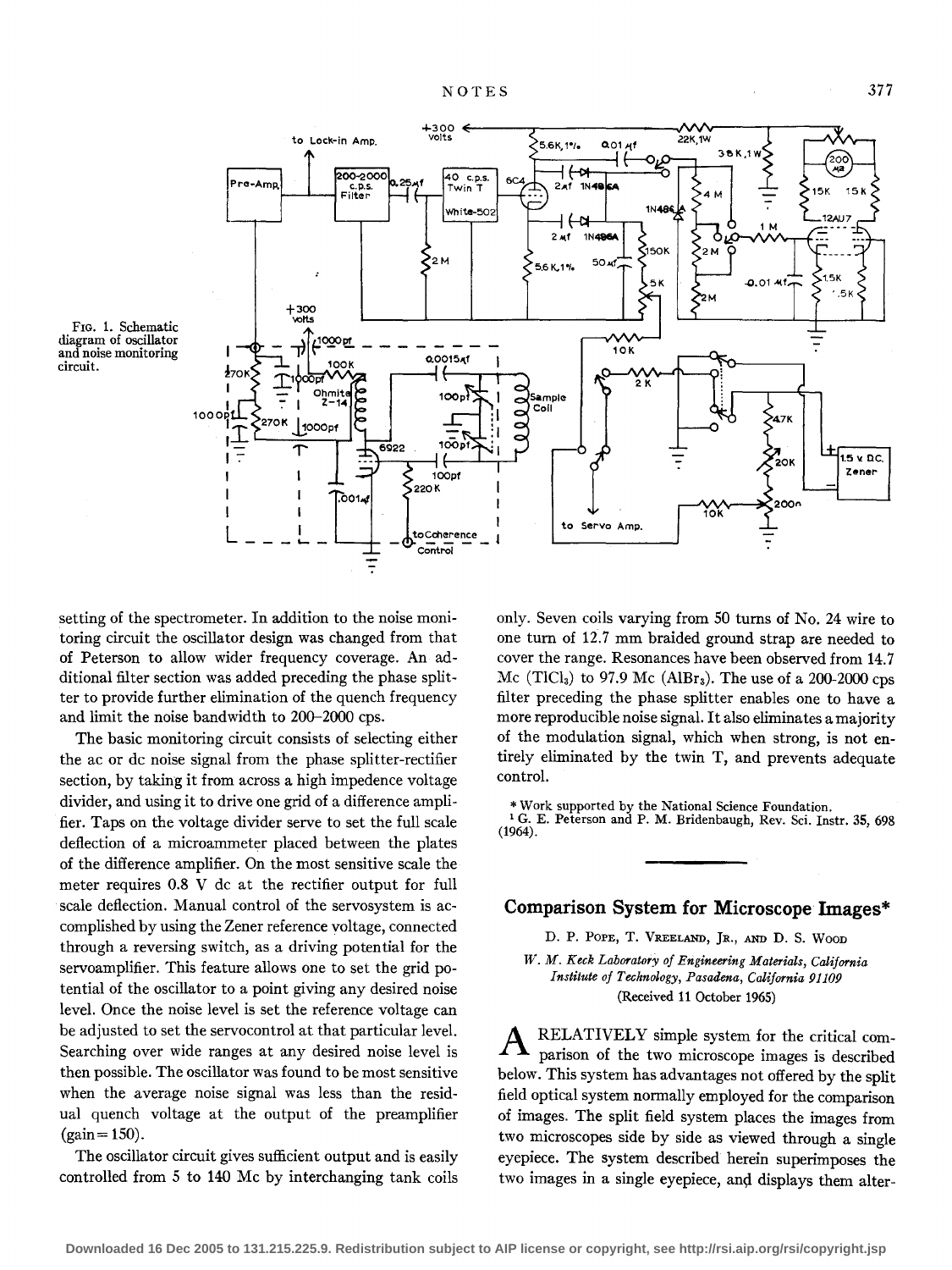FIG. 1. Schematic diagram of oscillator and noise monitoring circuit.

setting of the spectrometer. In addition to the noise monitoring circuit the oscillator design was changed from that of Peterson to allow wider frequency coverage. An additional filter section was added preceding the phase splitter to provide further elimination of the quench frequency and limit the noise bandwidth to 200–2000 cps.

The basic monitoring circuit consists of selecting either the ac or dc noise signal from the phase splitter-rectifier section, by taking it from across a high impedence voltage divider, and using it to drive one grid of a difference amplifier. Taps on the voltage divider serve to set the full scale deflection of a microammeter placed between the plates of the difference amplifier. On the most sensitive scale the meter requires 0.8 V dc at the rectifier output for full scale deflection. Manual control of the servosystem is accomplished by using the Zener reference voltage, connected through a reversing switch, as a driving potential for the servoamplifier. This feature allows one to set the grid potential of the oscillator to a point giving any desired noise level. Once the noise level is set the reference voltage can be adjusted to set the servocontrol at that particular level. Searching over wide ranges at any desired noise level is then possible. The oscillator was found to be most sensitive when the average noise signal was less than the residual quench voltage at the output of the preamplifier (gain = 150).

The oscillator circuit gives sufficient output and is easily controlled from 5 to 140 Mc by interchanging tank coils only. Seven coils varying from 50 turns of No. 24 wire to one turn of 12.7 mm braided ground strap are needed to cover the range. Resonances have been observed from 14.7 Mc ($TlCl_3$) to 97.9 Mc ($AlBr_3$). The use of a 200-2000 cps filter preceding the phase splitter enables one to have a more reproducible noise signal. It also eliminates a majority of the modulation signal, which when strong, is not entirely eliminated by the twin T, and prevents adequate control.

\* Work supported by the National Science Foundation.

[1] G. E. Peterson and P. M. Bridenbaugh, Rev. Sci. Instr. **35**, 698 (1964).

## Comparison System for Microscope Images*

D. P. POPE, T. VREELAND, JR., AND D. S. WOOD

*W. M. Keck Laboratory of Engineering Materials, California Institute of Technology, Pasadena, California 91109*

(Received 11 October 1965)

A RELATIVELY simple system for the critical comparison of the two microscope images is described below. This system has advantages not offered by the split field optical system normally employed for the comparison of images. The split field system places the images from two microscopes side by side as viewed through a single eyepiece. The system described herein superimposes the two images in a single eyepiece, and displays them alter-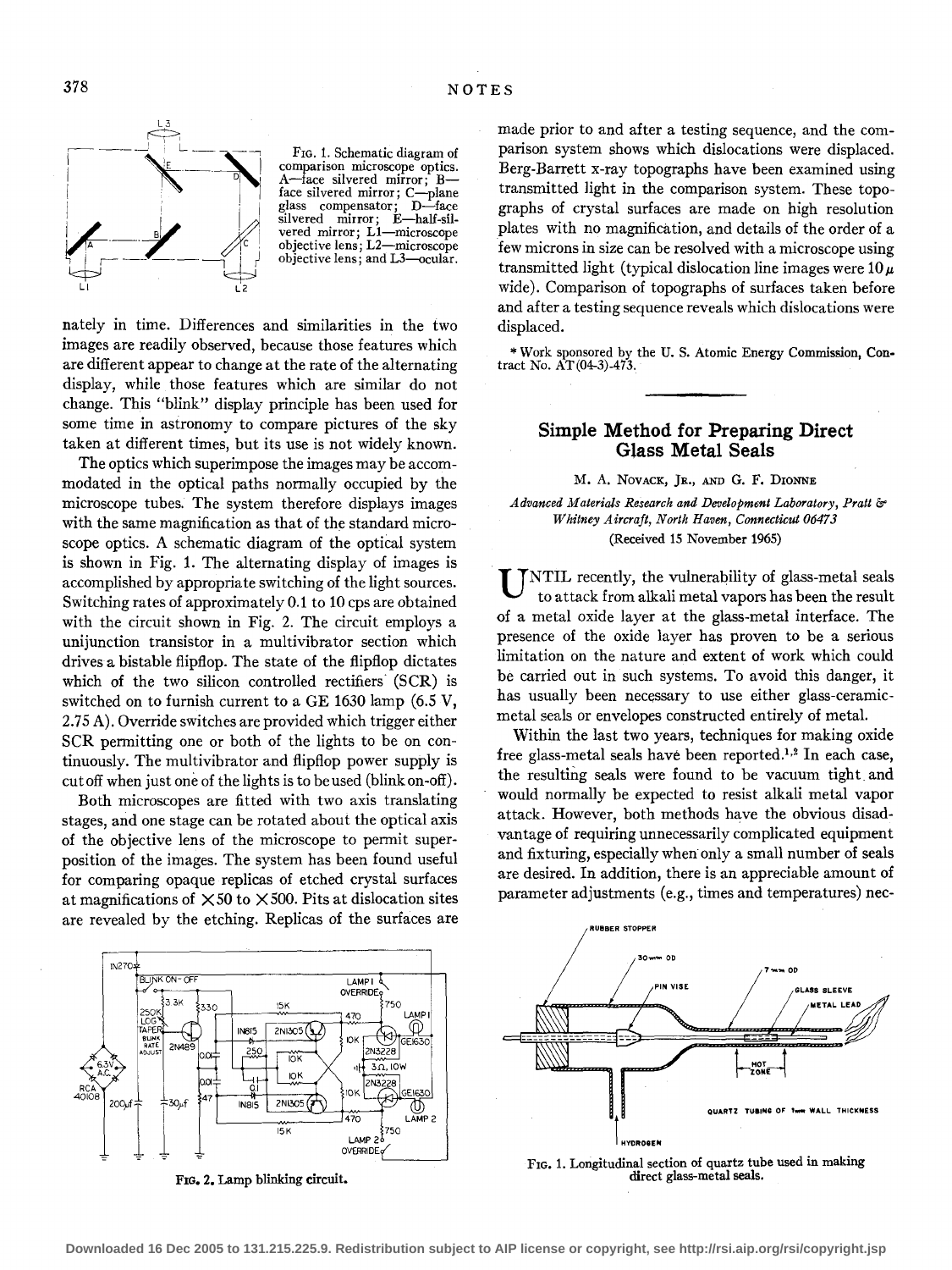FIG. 1. Schematic diagram of comparison microscope optics. A—face silvered mirror; B—face silvered mirror; C—plane glass compensator; D—face silvered mirror; E—half-silvered mirror; L1—microscope objective lens; L2—microscope objective lens; and L3—ocular.

nately in time. Differences and similarities in the two images are readily observed, because those features which are different appear to change at the rate of the alternating display, while those features which are similar do not change. This "blink" display principle has been used for some time in astronomy to compare pictures of the sky taken at different times, but its use is not widely known.

The optics which superimpose the images may be accommodated in the optical paths normally occupied by the microscope tubes. The system therefore displays images with the same magnification as that of the standard microscope optics. A schematic diagram of the optical system is shown in Fig. 1. The alternating display of images is accomplished by appropriate switching of the light sources. Switching rates of approximately 0.1 to 10 cps are obtained with the circuit shown in Fig. 2. The circuit employs a unijunction transistor in a multivibrator section which drives a bistable flipflop. The state of the flipflop dictates which of the two silicon controlled rectifiers (SCR) is switched on to furnish current to a GE 1630 lamp (6.5 V, 2.75 A). Override switches are provided which trigger either SCR permitting one or both of the lights to be on continuously. The multivibrator and flipflop power supply is cut off when just one of the lights is to be used (blink on-off).

Both microscopes are fitted with two axis translating stages, and one stage can be rotated about the optical axis of the objective lens of the microscope to permit superposition of the images. The system has been found useful for comparing opaque replicas of etched crystal surfaces at magnifications of $\times 50$ to $\times 500$. Pits at dislocation sites are revealed by the etching. Replicas of the surfaces are made prior to and after a testing sequence, and the comparison system shows which dislocations were displaced. Berg-Barrett x-ray topographs have been examined using transmitted light in the comparison system. These topographs of crystal surfaces are made on high resolution plates with no magnification, and details of the order of a few microns in size can be resolved with a microscope using transmitted light (typical dislocation line images were $10\,\mu$ wide). Comparison of topographs of surfaces taken before and after a testing sequence reveals which dislocations were displaced.

FIG. 2. Lamp blinking circuit.

* Work sponsored by the U. S. Atomic Energy Commission, Contract No. AT(04-3)-473.

## Simple Method for Preparing Direct Glass Metal Seals

M. A. NOVACK, JR., AND G. F. DIONNE

*Advanced Materials Research and Development Laboratory, Pratt & Whitney Aircraft, North Haven, Connecticut 06473*

(Received 15 November 1965)

UNTIL recently, the vulnerability of glass-metal seals to attack from alkali metal vapors has been the result of a metal oxide layer at the glass-metal interface. The presence of the oxide layer has proven to be a serious limitation on the nature and extent of work which could be carried out in such systems. To avoid this danger, it has usually been necessary to use either glass-ceramic-metal seals or envelopes constructed entirely of metal.

Within the last two years, techniques for making oxide free glass-metal seals have been reported.[1,2] In each case, the resulting seals were found to be vacuum tight and would normally be expected to resist alkali metal vapor attack. However, both methods have the obvious disadvantage of requiring unnecessarily complicated equipment and fixturing, especially when only a small number of seals are desired. In addition, there is an appreciable amount of parameter adjustments (e.g., times and temperatures) nec-

FIG. 1. Longitudinal section of quartz tube used in making direct glass-metal seals.